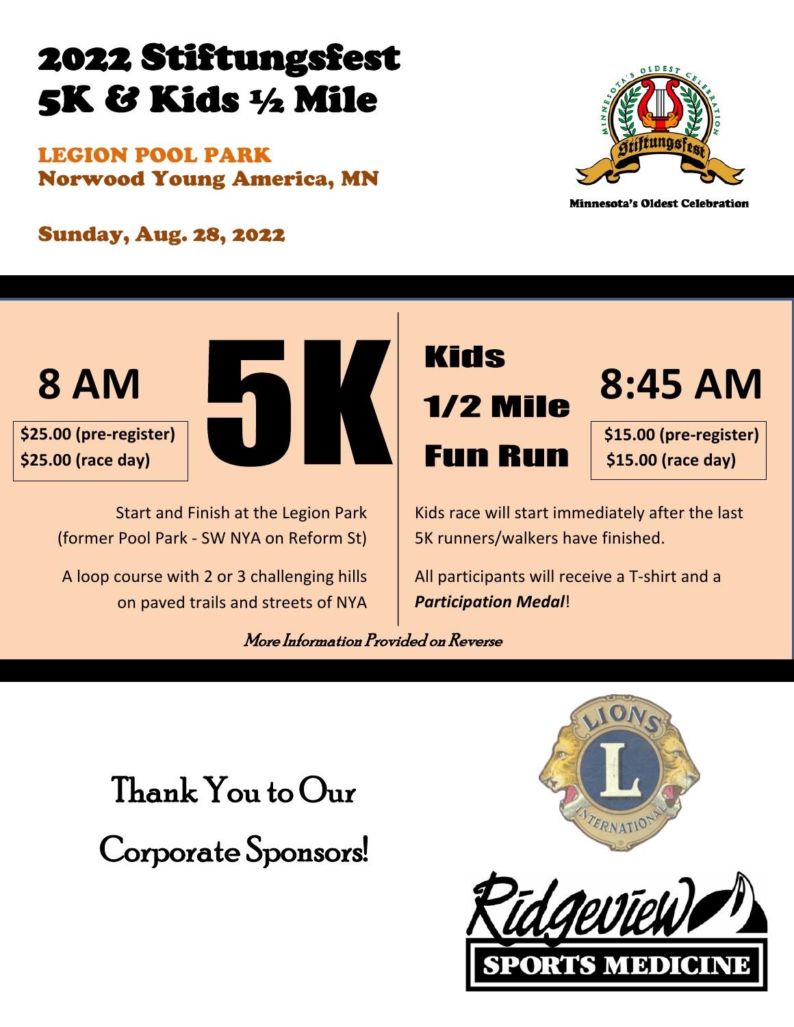# 2022 Stiftungsfest 5K & Kids ½ Mile

**LEGION POOL PARK**
**Norwood Young America, MN**

Minnesota's Oldest Celebration

**Sunday, Aug. 28, 2022**

## 5K

**8 AM**

**$25.00 (pre-register)**
**$25.00 (race day)**

Start and Finish at the Legion Park (former Pool Park - SW NYA on Reform St)

A loop course with 2 or 3 challenging hills on paved trails and streets of NYA

## Kids 1/2 Mile Fun Run

**8:45 AM**

**$15.00 (pre-register)**
**$15.00 (race day)**

Kids race will start immediately after the last 5K runners/walkers have finished.

All participants will receive a T-shirt and a ***Participation Medal***!

*More Information Provided on Reverse*

Thank You to Our Corporate Sponsors!

LIONS INTERNATIONAL

Ridgeview SPORTS MEDICINE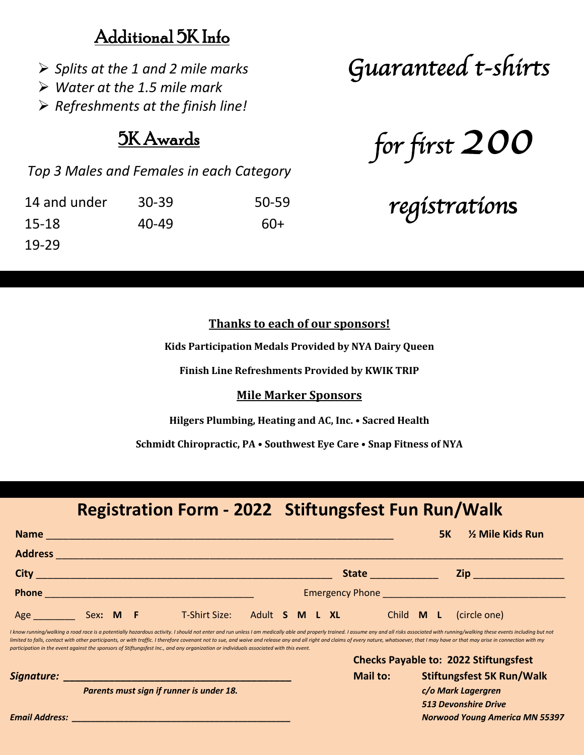## Additional 5K Info

- *Splits at the 1 and 2 mile marks*
- *Water at the 1.5 mile mark*
- *Refreshments at the finish line!*

## 5K Awards

*Top 3 Males and Females in each Category*

| | | |
|---|---|---|
| 14 and under | 30-39 | 50-59 |
| 15-18 | 40-49 | 60+ |
| 19-29 | | |

*Guaranteed t-shirts for first 200 registrations*

**Thanks to each of our sponsors!**

**Kids Participation Medals Provided by NYA Dairy Queen**

**Finish Line Refreshments Provided by KWIK TRIP**

**Mile Marker Sponsors**

**Hilgers Plumbing, Heating and AC, Inc. • Sacred Health**

**Schmidt Chiropractic, PA • Southwest Eye Care • Snap Fitness of NYA**

## Registration Form - 2022 Stiftungsfest Fun Run/Walk

**Name** ______________________________________________ **5K** **½ Mile Kids Run**

**Address** ______________________________________________

**City** ______________________________ **State** __________ **Zip** ______________

**Phone** ______________________________ Emergency Phone ______________________________

Age ________ Sex: **M F** T-Shirt Size: Adult **S M L XL** Child **M L** (circle one)

*I know running/walking a road race is a potentially hazardous activity. I should not enter and run unless I am medically able and properly trained. I assume any and all risks associated with running/walking these events including but not limited to falls, contact with other participants, or with traffic. I therefore covenant not to sue, and waive and release any and all right and claims of every nature, whatsoever, that I may have or that may arise in connection with my participation in the event against the sponsors of Stiftungsfest Inc., and any organization or individuals associated with this event.*

***Signature:*** ______________________________

***Parents must sign if runner is under 18.***

***Email Address:*** ______________________________

**Checks Payable to: 2022 Stiftungsfest**

**Mail to:** **Stiftungsfest 5K Run/Walk**
***c/o Mark Lagergren***
***513 Devonshire Drive***
***Norwood Young America MN 55397***